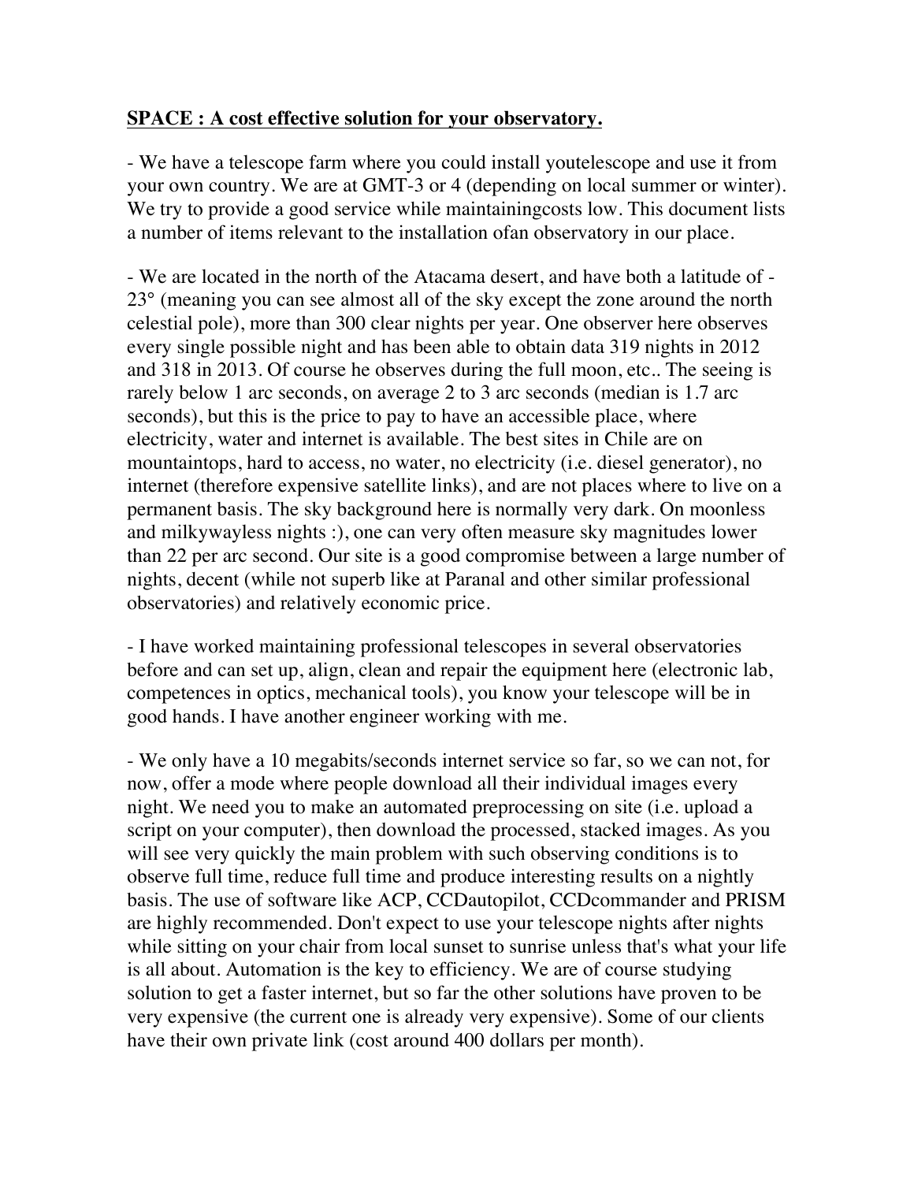**SPACE : A cost effective solution for your observatory.**

- We have a telescope farm where you could install youtelescope and use it from your own country. We are at GMT-3 or 4 (depending on local summer or winter). We try to provide a good service while maintainingcosts low. This document lists a number of items relevant to the installation ofan observatory in our place.

- We are located in the north of the Atacama desert, and have both a latitude of -23° (meaning you can see almost all of the sky except the zone around the north celestial pole), more than 300 clear nights per year. One observer here observes every single possible night and has been able to obtain data 319 nights in 2012 and 318 in 2013. Of course he observes during the full moon, etc.. The seeing is rarely below 1 arc seconds, on average 2 to 3 arc seconds (median is 1.7 arc seconds), but this is the price to pay to have an accessible place, where electricity, water and internet is available. The best sites in Chile are on mountaintops, hard to access, no water, no electricity (i.e. diesel generator), no internet (therefore expensive satellite links), and are not places where to live on a permanent basis. The sky background here is normally very dark. On moonless and milkywayless nights :), one can very often measure sky magnitudes lower than 22 per arc second. Our site is a good compromise between a large number of nights, decent (while not superb like at Paranal and other similar professional observatories) and relatively economic price.

- I have worked maintaining professional telescopes in several observatories before and can set up, align, clean and repair the equipment here (electronic lab, competences in optics, mechanical tools), you know your telescope will be in good hands. I have another engineer working with me.

- We only have a 10 megabits/seconds internet service so far, so we can not, for now, offer a mode where people download all their individual images every night. We need you to make an automated preprocessing on site (i.e. upload a script on your computer), then download the processed, stacked images. As you will see very quickly the main problem with such observing conditions is to observe full time, reduce full time and produce interesting results on a nightly basis. The use of software like ACP, CCDautopilot, CCDcommander and PRISM are highly recommended. Don't expect to use your telescope nights after nights while sitting on your chair from local sunset to sunrise unless that's what your life is all about. Automation is the key to efficiency. We are of course studying solution to get a faster internet, but so far the other solutions have proven to be very expensive (the current one is already very expensive). Some of our clients have their own private link (cost around 400 dollars per month).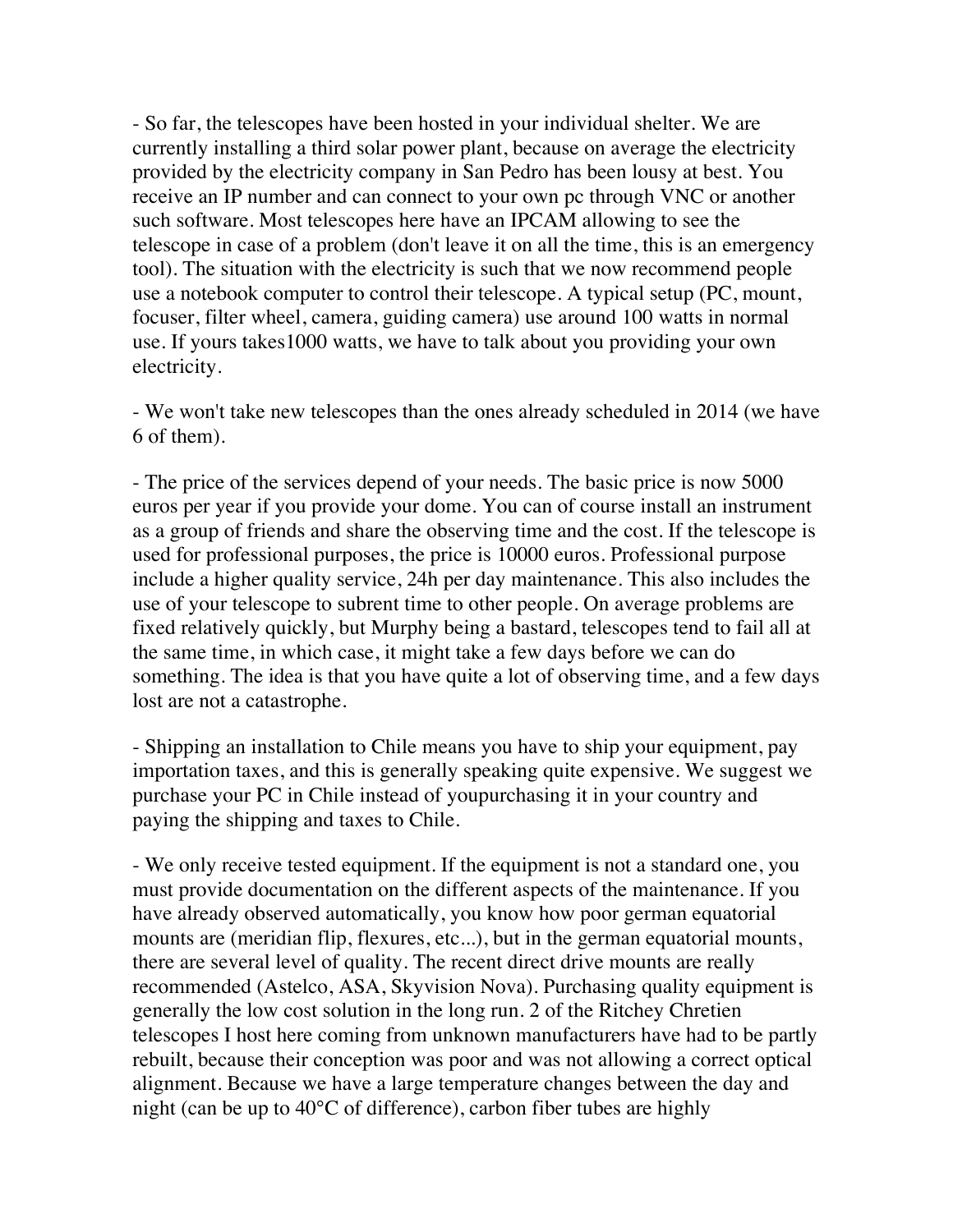- So far, the telescopes have been hosted in your individual shelter. We are currently installing a third solar power plant, because on average the electricity provided by the electricity company in San Pedro has been lousy at best. You receive an IP number and can connect to your own pc through VNC or another such software. Most telescopes here have an IPCAM allowing to see the telescope in case of a problem (don't leave it on all the time, this is an emergency tool). The situation with the electricity is such that we now recommend people use a notebook computer to control their telescope. A typical setup (PC, mount, focuser, filter wheel, camera, guiding camera) use around 100 watts in normal use. If yours takes1000 watts, we have to talk about you providing your own electricity.

- We won't take new telescopes than the ones already scheduled in 2014 (we have 6 of them).

- The price of the services depend of your needs. The basic price is now 5000 euros per year if you provide your dome. You can of course install an instrument as a group of friends and share the observing time and the cost. If the telescope is used for professional purposes, the price is 10000 euros. Professional purpose include a higher quality service, 24h per day maintenance. This also includes the use of your telescope to subrent time to other people. On average problems are fixed relatively quickly, but Murphy being a bastard, telescopes tend to fail all at the same time, in which case, it might take a few days before we can do something. The idea is that you have quite a lot of observing time, and a few days lost are not a catastrophe.

- Shipping an installation to Chile means you have to ship your equipment, pay importation taxes, and this is generally speaking quite expensive. We suggest we purchase your PC in Chile instead of youpurchasing it in your country and paying the shipping and taxes to Chile.

- We only receive tested equipment. If the equipment is not a standard one, you must provide documentation on the different aspects of the maintenance. If you have already observed automatically, you know how poor german equatorial mounts are (meridian flip, flexures, etc...), but in the german equatorial mounts, there are several level of quality. The recent direct drive mounts are really recommended (Astelco, ASA, Skyvision Nova). Purchasing quality equipment is generally the low cost solution in the long run. 2 of the Ritchey Chretien telescopes I host here coming from unknown manufacturers have had to be partly rebuilt, because their conception was poor and was not allowing a correct optical alignment. Because we have a large temperature changes between the day and night (can be up to 40°C of difference), carbon fiber tubes are highly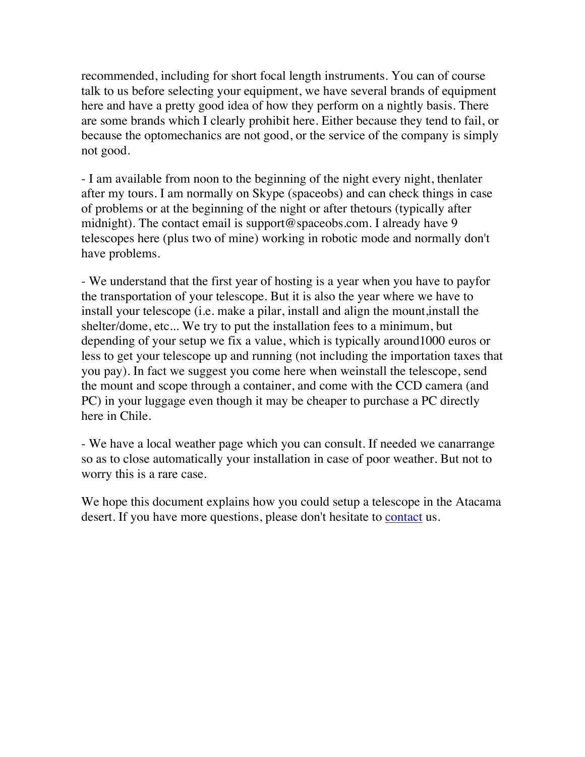recommended, including for short focal length instruments. You can of course talk to us before selecting your equipment, we have several brands of equipment here and have a pretty good idea of how they perform on a nightly basis. There are some brands which I clearly prohibit here. Either because they tend to fail, or because the optomechanics are not good, or the service of the company is simply not good.

- I am available from noon to the beginning of the night every night, thenlater after my tours. I am normally on Skype (spaceobs) and can check things in case of problems or at the beginning of the night or after thetours (typically after midnight). The contact email is support@spaceobs.com. I already have 9 telescopes here (plus two of mine) working in robotic mode and normally don't have problems.

- We understand that the first year of hosting is a year when you have to payfor the transportation of your telescope. But it is also the year where we have to install your telescope (i.e. make a pilar, install and align the mount,install the shelter/dome, etc... We try to put the installation fees to a minimum, but depending of your setup we fix a value, which is typically around1000 euros or less to get your telescope up and running (not including the importation taxes that you pay). In fact we suggest you come here when weinstall the telescope, send the mount and scope through a container, and come with the CCD camera (and PC) in your luggage even though it may be cheaper to purchase a PC directly here in Chile.

- We have a local weather page which you can consult. If needed we canarrange so as to close automatically your installation in case of poor weather. But not to worry this is a rare case.

We hope this document explains how you could setup a telescope in the Atacama desert. If you have more questions, please don't hesitate to contact us.